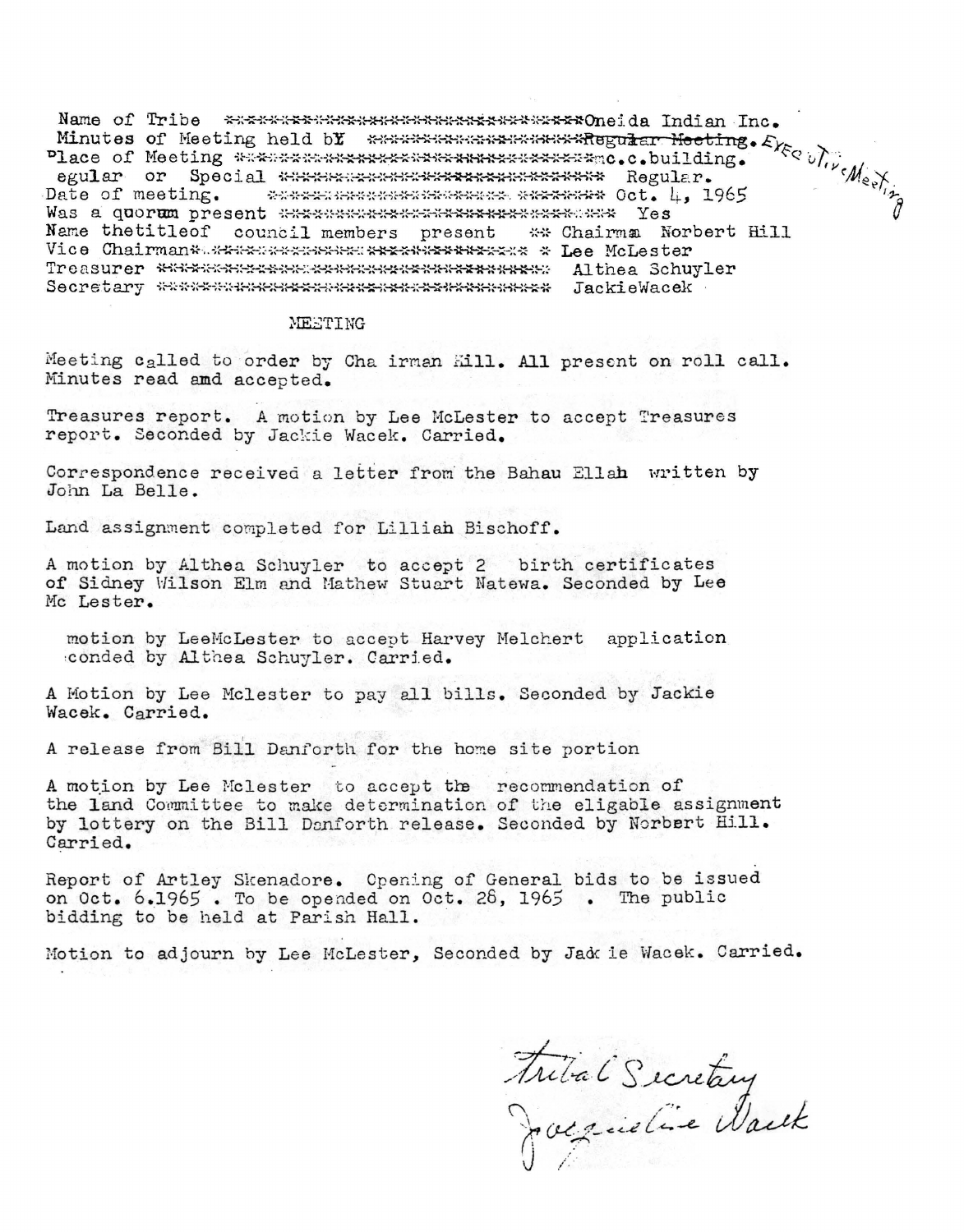Name of Tribe \*\*\*\*\*\*\*\*\*\*\*\*\*\*\*\*\*\*\*\*\*\*\*\*\*\*\*\*\*\*\*\*\*Oneida Indian Inc.
Minutes of Meeting held bY \*\*\*\*\*\*\*\*\*\*\*\*\*\*\*\*\*\*\*\*~~Regular Meeting~~. Executive Meeting
Place of Meeting \*\*\*\*\*\*\*\*\*\*\*\*\*\*\*\*\*\*\*\*\*\*\*\*\*\*\*\*\*\*\*\*\*\*\*c.c.building.
egular or Special \*\*\*\*\*\*\*\*\*\*\*\*\*\*\*\*\*\*\*\*\*\*\*\*\*\*\*\*\*\* Regular.
Date of meeting. \*\*\*\*\*\*\*\*\*\*\*\*\*\*\*\*\*\*\*\*\*\*\*\*\*\*\*\*\* Oct. 4, 1965
Was a quorum present \*\*\*\*\*\*\*\*\*\*\*\*\*\*\*\*\*\*\*\*\*\*\*\*\*\*\*\*\*\*\*\* Yes
Name thetitleof council members present \*\* Chairma Norbert Hill
Vice Chairman\*\*\*\*\*\*\*\*\*\*\*\*\*\*\*\*\*\*\*\*\*\*\*\*\*\*\*\*\*\*\*\* \* Lee McLester
Treasurer \*\*\*\*\*\*\*\*\*\*\*\*\*\*\*\*\*\*\*\*\*\*\*\*\*\*\*\*\*\*\*\*\*\*\*\*\*\* Althea Schuyler
Secretary \*\*\*\*\*\*\*\*\*\*\*\*\*\*\*\*\*\*\*\*\*\*\*\*\*\*\*\*\*\*\*\*\*\*\*\*\*\* JackieWacek

MEETING

Meeting called to order by Cha irman Hill. All present on roll call. Minutes read amd accepted.

Treasures report. A motion by Lee McLester to accept Treasures report. Seconded by Jackie Wacek. Carried.

Correspondence received a letter from the Bahau Ellah written by John La Belle.

Land assignment completed for Lilliah Bischoff.

A motion by Althea Schuyler to accept 2 birth certificates of Sidney Wilson Elm and Mathew Stuart Natewa. Seconded by Lee Mc Lester.

motion by LeeMcLester to accept Harvey Melchert application conded by Althea Schuyler. Carried.

A Motion by Lee Mclester to pay all bills. Seconded by Jackie Wacek. Carried.

A release from Bill Danforth for the home site portion

A motion by Lee Mclester to accept the recommendation of the land Committee to make determination of the eligable assignment by lottery on the Bill Danforth release. Seconded by Norbert Hill. Carried.

Report of Artley Skenadore. Opening of General bids to be issued on Oct. 6.1965 . To be opended on Oct. 28, 1965 . The public bidding to be held at Parish Hall.

Motion to adjourn by Lee McLester, Seconded by Jack ie Wacek. Carried.

Tribal Secretary
Jacqueline Wacek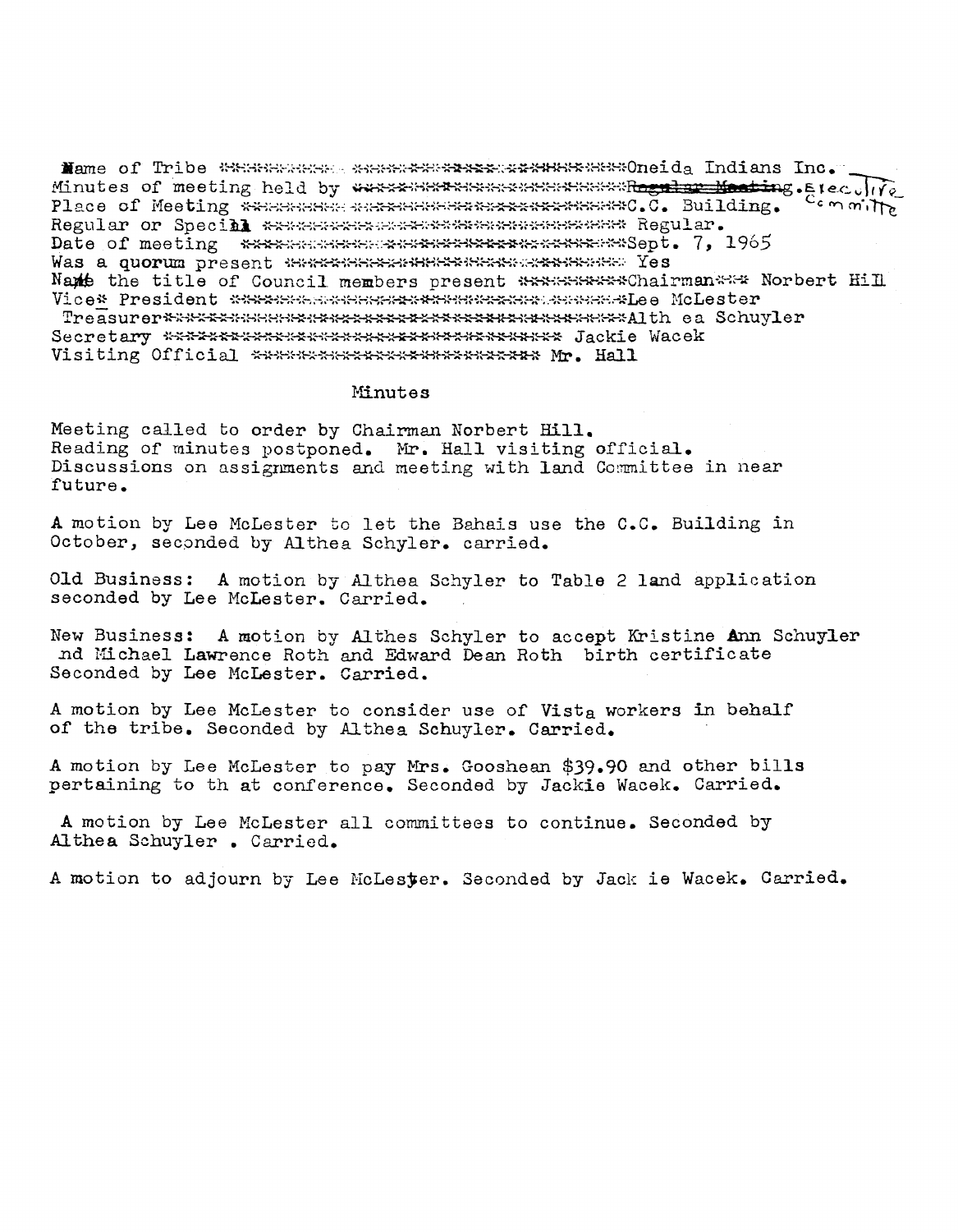Name of Tribe ****************************Oneida Indians Inc.
Minutes of meeting held by ****************************~~Regular Meeting~~. Executive Committee
Place of Meeting ****************************C.C. Building.
Regular or Special **************************** Regular.
Date of meeting ****************************Sept. 7, 1965
Was a quorum present **************************** Yes
Name the title of Council members present **********Chairman*** Norbert Hill
Vice* President ****************************Lee McLester
Treasurer****************************Alth ea Schuyler
Secretary **************************** Jackie Wacek
Visiting Official **************************** Mr. Hall

## Minutes

Meeting called to order by Chairman Norbert Hill.
Reading of minutes postponed. Mr. Hall visiting official.
Discussions on assignments and meeting with land Committee in near future.

A motion by Lee McLester to let the Bahais use the C.C. Building in October, seconded by Althea Schyler. carried.

Old Business: A motion by Althea Schyler to Table 2 land application seconded by Lee McLester. Carried.

New Business: A motion by Althes Schyler to accept Kristine Ann Schuyler nd Michael Lawrence Roth and Edward Dean Roth birth certificate Seconded by Lee McLester. Carried.

A motion by Lee McLester to consider use of Vista workers in behalf of the tribe. Seconded by Althea Schuyler. Carried.

A motion by Lee McLester to pay Mrs. Gooshean $39.90 and other bills pertaining to th at conference. Seconded by Jackie Wacek. Carried.

A motion by Lee McLester all committees to continue. Seconded by Althea Schuyler . Carried.

A motion to adjourn by Lee McLester. Seconded by Jack ie Wacek. Carried.